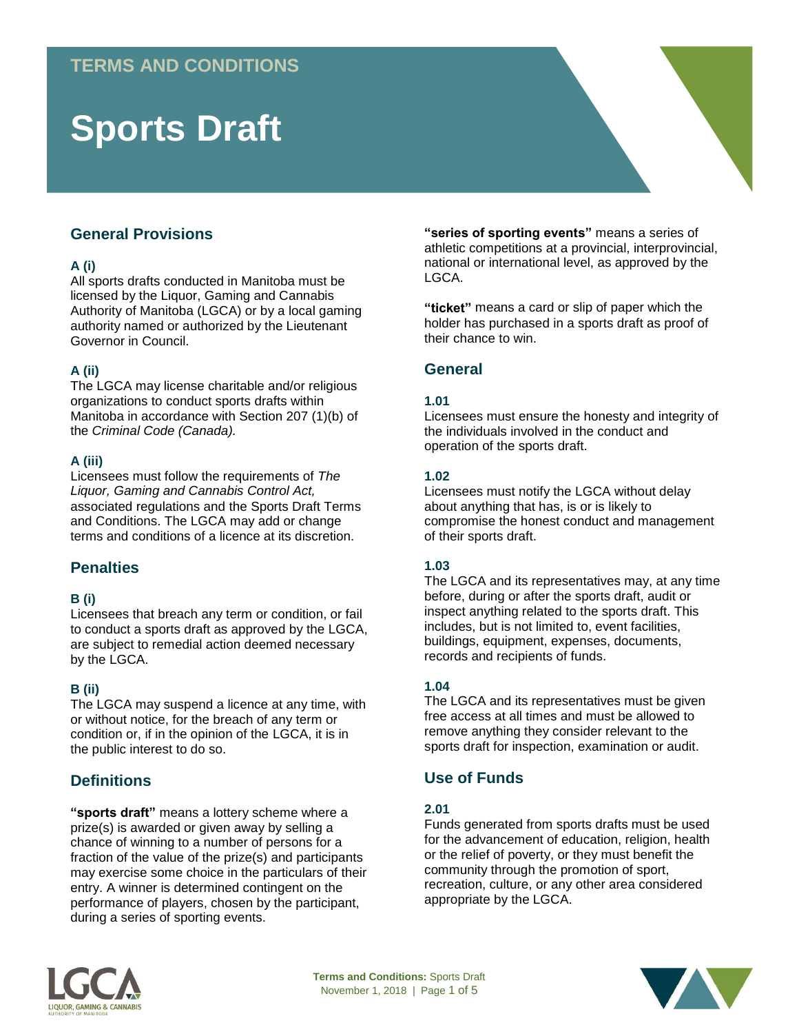TERMS AND CONDITIONS

# Sports Draft

## General Provisions

### A (i)

All sports drafts conducted in Manitoba must be licensed by the Liquor, Gaming and Cannabis Authority of Manitoba (LGCA) or by a local gaming authority named or authorized by the Lieutenant Governor in Council.

### A (ii)

The LGCA may license charitable and/or religious organizations to conduct sports drafts within Manitoba in accordance with Section 207 (1)(b) of the *Criminal Code (Canada).*

### A (iii)

Licensees must follow the requirements of *The Liquor, Gaming and Cannabis Control Act,* associated regulations and the Sports Draft Terms and Conditions. The LGCA may add or change terms and conditions of a licence at its discretion.

## Penalties

### B (i)

Licensees that breach any term or condition, or fail to conduct a sports draft as approved by the LGCA, are subject to remedial action deemed necessary by the LGCA.

### B (ii)

The LGCA may suspend a licence at any time, with or without notice, for the breach of any term or condition or, if in the opinion of the LGCA, it is in the public interest to do so.

## Definitions

**"sports draft"** means a lottery scheme where a prize(s) is awarded or given away by selling a chance of winning to a number of persons for a fraction of the value of the prize(s) and participants may exercise some choice in the particulars of their entry. A winner is determined contingent on the performance of players, chosen by the participant, during a series of sporting events.

**"series of sporting events"** means a series of athletic competitions at a provincial, interprovincial, national or international level, as approved by the LGCA.

**"ticket"** means a card or slip of paper which the holder has purchased in a sports draft as proof of their chance to win.

## General

### 1.01

Licensees must ensure the honesty and integrity of the individuals involved in the conduct and operation of the sports draft.

### 1.02

Licensees must notify the LGCA without delay about anything that has, is or is likely to compromise the honest conduct and management of their sports draft.

### 1.03

The LGCA and its representatives may, at any time before, during or after the sports draft, audit or inspect anything related to the sports draft. This includes, but is not limited to, event facilities, buildings, equipment, expenses, documents, records and recipients of funds.

### 1.04

The LGCA and its representatives must be given free access at all times and must be allowed to remove anything they consider relevant to the sports draft for inspection, examination or audit.

## Use of Funds

### 2.01

Funds generated from sports drafts must be used for the advancement of education, religion, health or the relief of poverty, or they must benefit the community through the promotion of sport, recreation, culture, or any other area considered appropriate by the LGCA.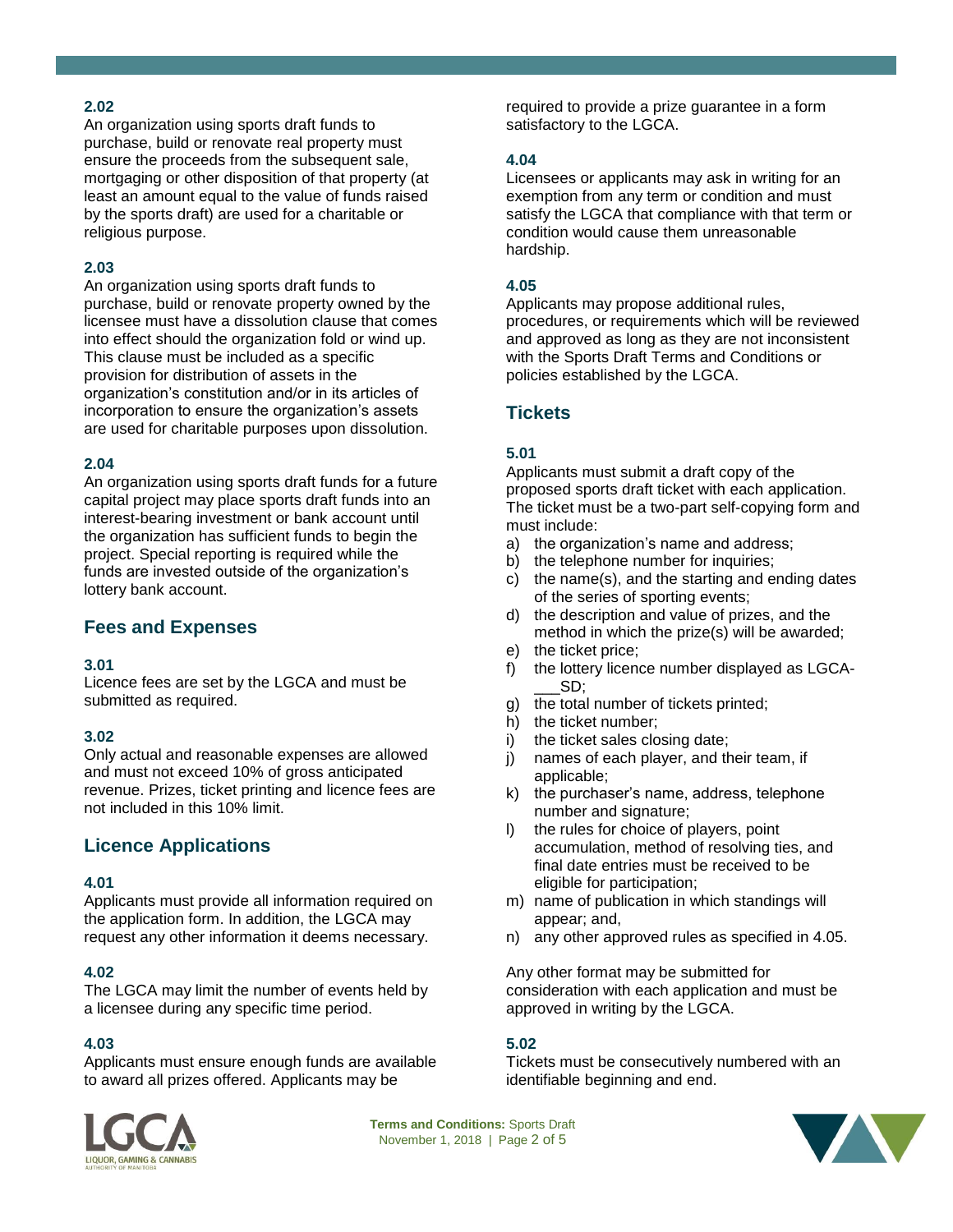### 2.02

An organization using sports draft funds to purchase, build or renovate real property must ensure the proceeds from the subsequent sale, mortgaging or other disposition of that property (at least an amount equal to the value of funds raised by the sports draft) are used for a charitable or religious purpose.

### 2.03

An organization using sports draft funds to purchase, build or renovate property owned by the licensee must have a dissolution clause that comes into effect should the organization fold or wind up. This clause must be included as a specific provision for distribution of assets in the organization's constitution and/or in its articles of incorporation to ensure the organization's assets are used for charitable purposes upon dissolution.

### 2.04

An organization using sports draft funds for a future capital project may place sports draft funds into an interest-bearing investment or bank account until the organization has sufficient funds to begin the project. Special reporting is required while the funds are invested outside of the organization's lottery bank account.

## Fees and Expenses

### 3.01

Licence fees are set by the LGCA and must be submitted as required.

### 3.02

Only actual and reasonable expenses are allowed and must not exceed 10% of gross anticipated revenue. Prizes, ticket printing and licence fees are not included in this 10% limit.

## Licence Applications

### 4.01

Applicants must provide all information required on the application form. In addition, the LGCA may request any other information it deems necessary.

### 4.02

The LGCA may limit the number of events held by a licensee during any specific time period.

### 4.03

Applicants must ensure enough funds are available to award all prizes offered. Applicants may be required to provide a prize guarantee in a form satisfactory to the LGCA.

### 4.04

Licensees or applicants may ask in writing for an exemption from any term or condition and must satisfy the LGCA that compliance with that term or condition would cause them unreasonable hardship.

### 4.05

Applicants may propose additional rules, procedures, or requirements which will be reviewed and approved as long as they are not inconsistent with the Sports Draft Terms and Conditions or policies established by the LGCA.

## Tickets

### 5.01

Applicants must submit a draft copy of the proposed sports draft ticket with each application. The ticket must be a two-part self-copying form and must include:

a) the organization's name and address;
b) the telephone number for inquiries;
c) the name(s), and the starting and ending dates of the series of sporting events;
d) the description and value of prizes, and the method in which the prize(s) will be awarded;
e) the ticket price;
f) the lottery licence number displayed as LGCA-___SD;
g) the total number of tickets printed;
h) the ticket number;
i) the ticket sales closing date;
j) names of each player, and their team, if applicable;
k) the purchaser's name, address, telephone number and signature;
l) the rules for choice of players, point accumulation, method of resolving ties, and final date entries must be received to be eligible for participation;
m) name of publication in which standings will appear; and,
n) any other approved rules as specified in 4.05.

Any other format may be submitted for consideration with each application and must be approved in writing by the LGCA.

### 5.02

Tickets must be consecutively numbered with an identifiable beginning and end.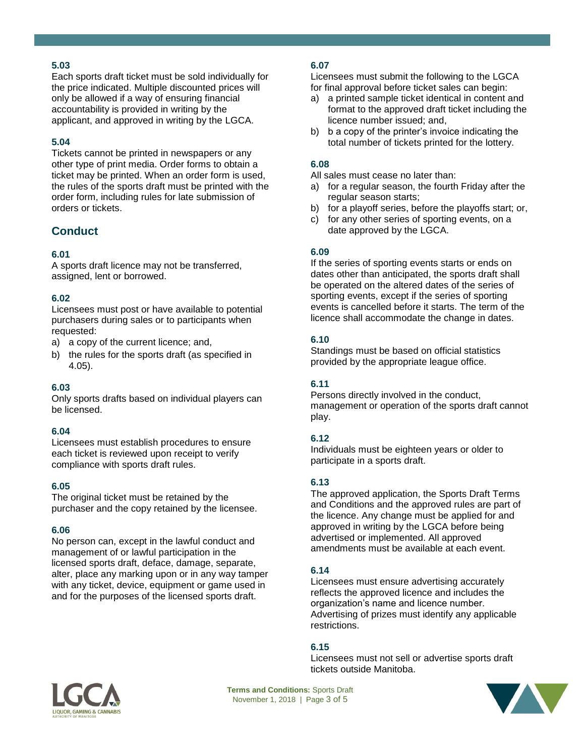#### 5.03

Each sports draft ticket must be sold individually for the price indicated. Multiple discounted prices will only be allowed if a way of ensuring financial accountability is provided in writing by the applicant, and approved in writing by the LGCA.

#### 5.04

Tickets cannot be printed in newspapers or any other type of print media. Order forms to obtain a ticket may be printed. When an order form is used, the rules of the sports draft must be printed with the order form, including rules for late submission of orders or tickets.

## Conduct

#### 6.01

A sports draft licence may not be transferred, assigned, lent or borrowed.

#### 6.02

Licensees must post or have available to potential purchasers during sales or to participants when requested:

a) a copy of the current licence; and,
b) the rules for the sports draft (as specified in 4.05).

#### 6.03

Only sports drafts based on individual players can be licensed.

#### 6.04

Licensees must establish procedures to ensure each ticket is reviewed upon receipt to verify compliance with sports draft rules.

#### 6.05

The original ticket must be retained by the purchaser and the copy retained by the licensee.

#### 6.06

No person can, except in the lawful conduct and management of or lawful participation in the licensed sports draft, deface, damage, separate, alter, place any marking upon or in any way tamper with any ticket, device, equipment or game used in and for the purposes of the licensed sports draft.

#### 6.07

Licensees must submit the following to the LGCA for final approval before ticket sales can begin:

a) a printed sample ticket identical in content and format to the approved draft ticket including the licence number issued; and,
b) b a copy of the printer's invoice indicating the total number of tickets printed for the lottery.

#### 6.08

All sales must cease no later than:

a) for a regular season, the fourth Friday after the regular season starts;
b) for a playoff series, before the playoffs start; or,
c) for any other series of sporting events, on a date approved by the LGCA.

#### 6.09

If the series of sporting events starts or ends on dates other than anticipated, the sports draft shall be operated on the altered dates of the series of sporting events, except if the series of sporting events is cancelled before it starts. The term of the licence shall accommodate the change in dates.

#### 6.10

Standings must be based on official statistics provided by the appropriate league office.

#### 6.11

Persons directly involved in the conduct, management or operation of the sports draft cannot play.

#### 6.12

Individuals must be eighteen years or older to participate in a sports draft.

#### 6.13

The approved application, the Sports Draft Terms and Conditions and the approved rules are part of the licence. Any change must be applied for and approved in writing by the LGCA before being advertised or implemented. All approved amendments must be available at each event.

#### 6.14

Licensees must ensure advertising accurately reflects the approved licence and includes the organization's name and licence number. Advertising of prizes must identify any applicable restrictions.

#### 6.15

Licensees must not sell or advertise sports draft tickets outside Manitoba.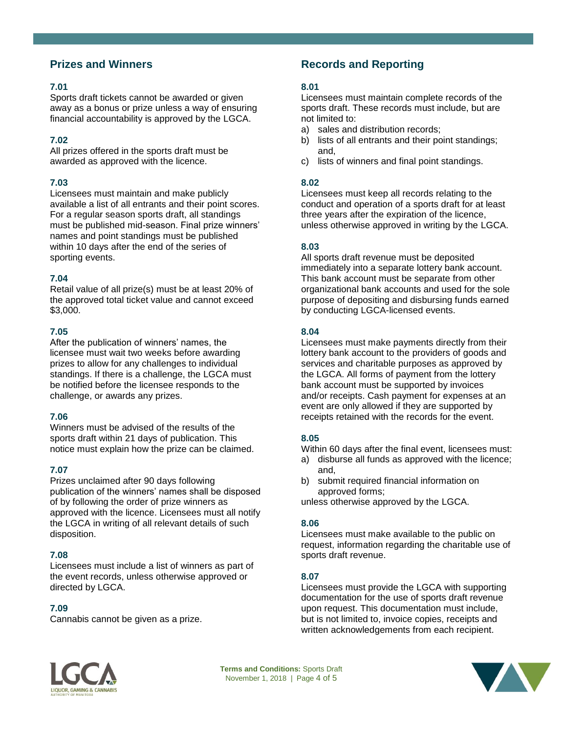## Prizes and Winners

**7.01**

Sports draft tickets cannot be awarded or given away as a bonus or prize unless a way of ensuring financial accountability is approved by the LGCA.

**7.02**

All prizes offered in the sports draft must be awarded as approved with the licence.

**7.03**

Licensees must maintain and make publicly available a list of all entrants and their point scores. For a regular season sports draft, all standings must be published mid-season. Final prize winners' names and point standings must be published within 10 days after the end of the series of sporting events.

**7.04**

Retail value of all prize(s) must be at least 20% of the approved total ticket value and cannot exceed $3,000.

**7.05**

After the publication of winners' names, the licensee must wait two weeks before awarding prizes to allow for any challenges to individual standings. If there is a challenge, the LGCA must be notified before the licensee responds to the challenge, or awards any prizes.

**7.06**

Winners must be advised of the results of the sports draft within 21 days of publication. This notice must explain how the prize can be claimed.

**7.07**

Prizes unclaimed after 90 days following publication of the winners' names shall be disposed of by following the order of prize winners as approved with the licence. Licensees must all notify the LGCA in writing of all relevant details of such disposition.

**7.08**

Licensees must include a list of winners as part of the event records, unless otherwise approved or directed by LGCA.

**7.09**

Cannabis cannot be given as a prize.

## Records and Reporting

**8.01**

Licensees must maintain complete records of the sports draft. These records must include, but are not limited to:

a) sales and distribution records;
b) lists of all entrants and their point standings; and,
c) lists of winners and final point standings.

**8.02**

Licensees must keep all records relating to the conduct and operation of a sports draft for at least three years after the expiration of the licence, unless otherwise approved in writing by the LGCA.

**8.03**

All sports draft revenue must be deposited immediately into a separate lottery bank account. This bank account must be separate from other organizational bank accounts and used for the sole purpose of depositing and disbursing funds earned by conducting LGCA-licensed events.

**8.04**

Licensees must make payments directly from their lottery bank account to the providers of goods and services and charitable purposes as approved by the LGCA. All forms of payment from the lottery bank account must be supported by invoices and/or receipts. Cash payment for expenses at an event are only allowed if they are supported by receipts retained with the records for the event.

**8.05**

Within 60 days after the final event, licensees must:

a) disburse all funds as approved with the licence; and,
b) submit required financial information on approved forms;

unless otherwise approved by the LGCA.

**8.06**

Licensees must make available to the public on request, information regarding the charitable use of sports draft revenue.

**8.07**

Licensees must provide the LGCA with supporting documentation for the use of sports draft revenue upon request. This documentation must include, but is not limited to, invoice copies, receipts and written acknowledgements from each recipient.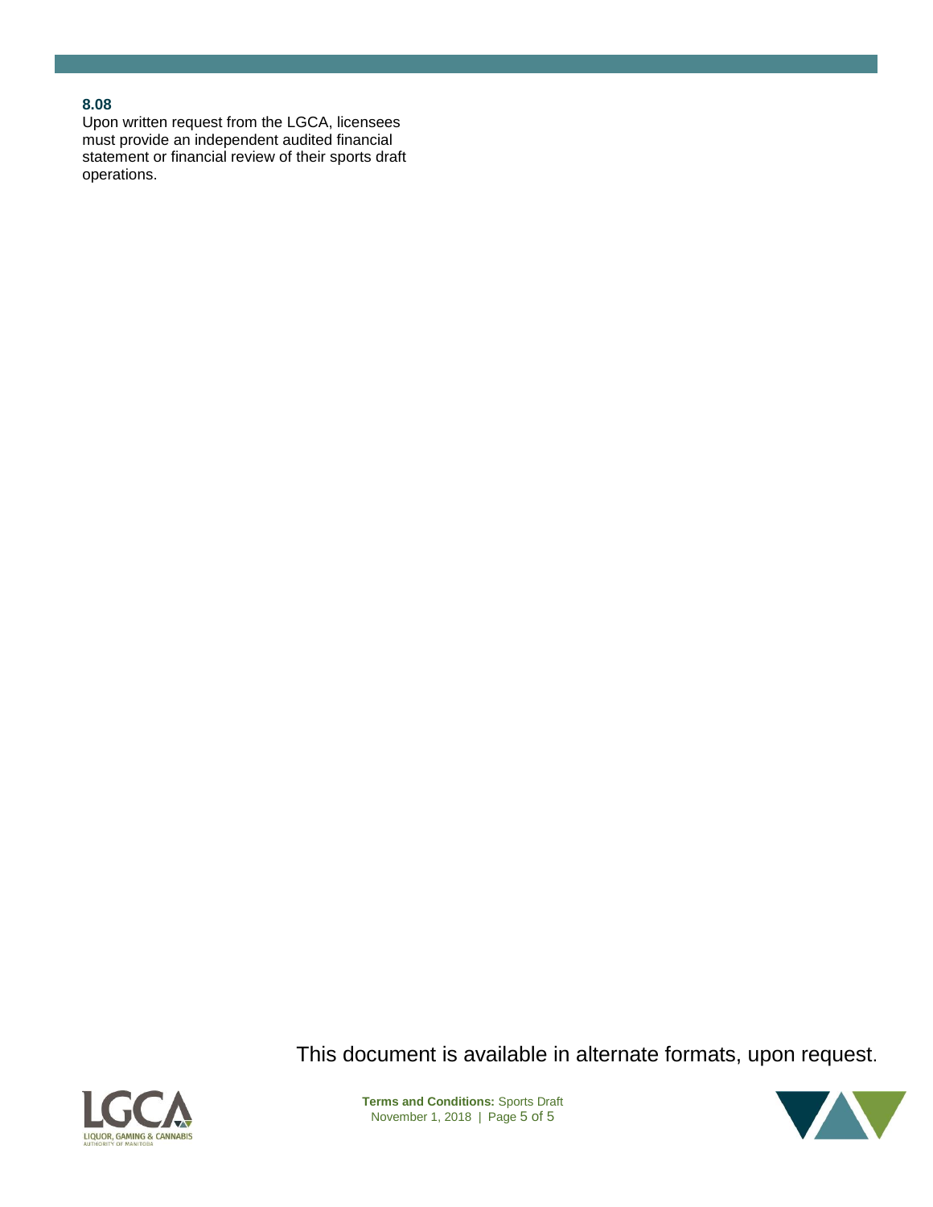### 8.08

Upon written request from the LGCA, licensees must provide an independent audited financial statement or financial review of their sports draft operations.

This document is available in alternate formats, upon request.